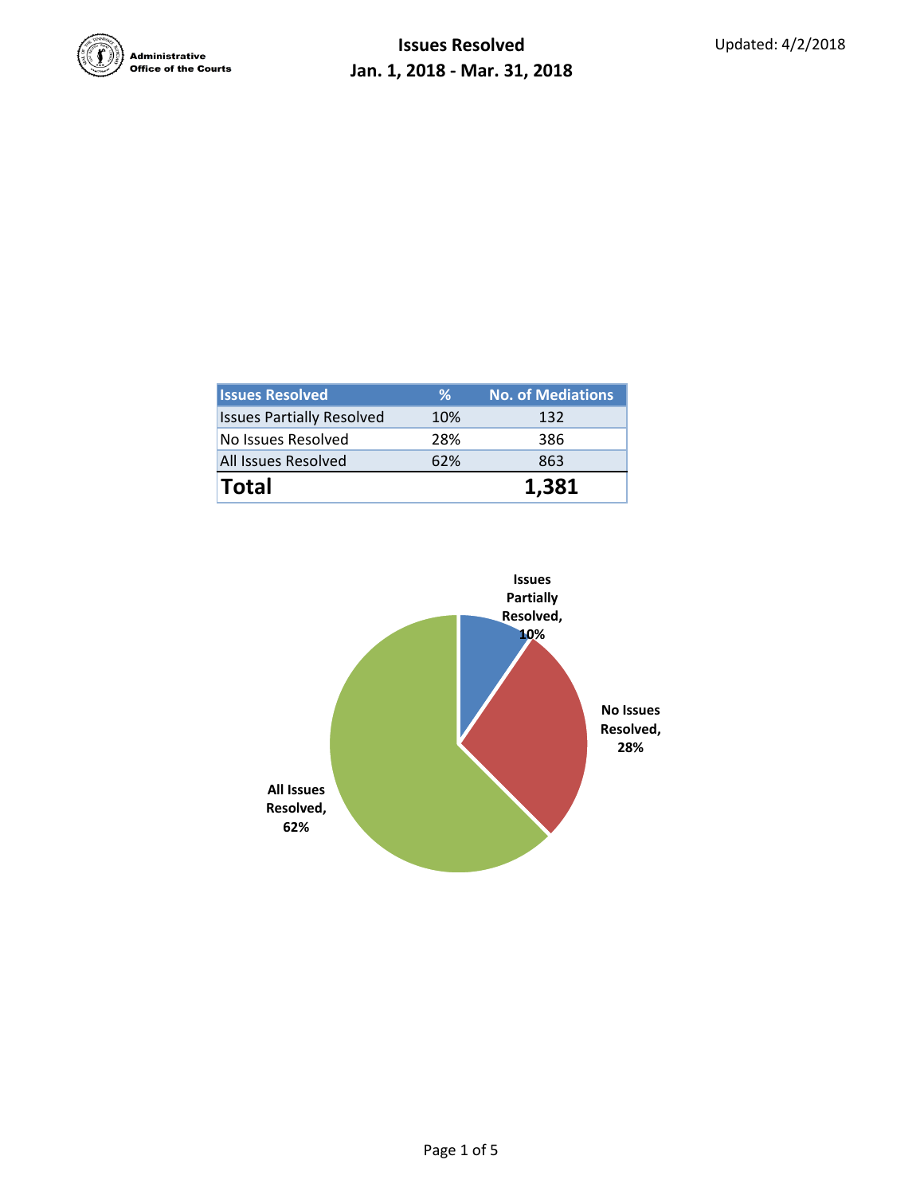Administrative Office of the Courts

# Issues Resolved
## Jan. 1, 2018 - Mar. 31, 2018

Updated: 4/2/2018

| Issues Resolved | % | No. of Mediations |
|---|---|---|
| Issues Partially Resolved | 10% | 132 |
| No Issues Resolved | 28% | 386 |
| All Issues Resolved | 62% | 863 |
| **Total** | | **1,381** |

Issues Partially Resolved, 10%

No Issues Resolved, 28%

All Issues Resolved, 62%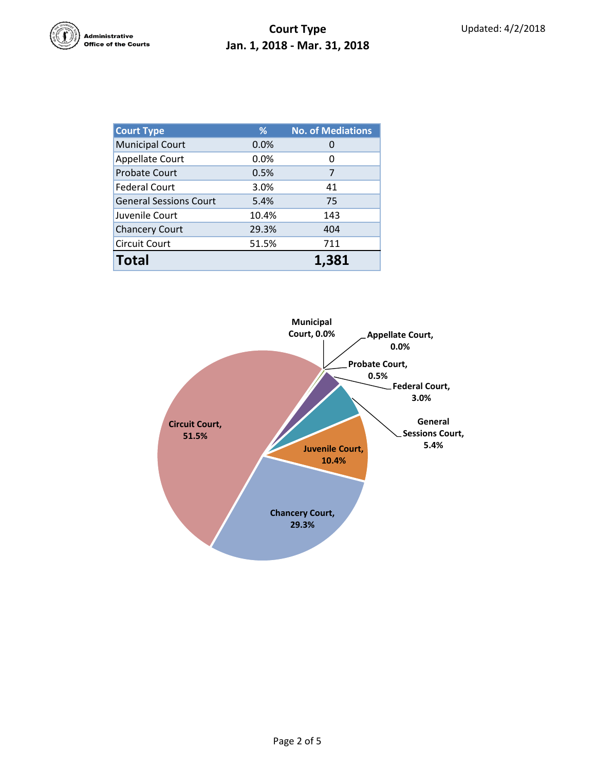# Court Type

**Jan. 1, 2018 - Mar. 31, 2018**

Updated: 4/2/2018

| Court Type | % | No. of Mediations |
|---|---|---|
| Municipal Court | 0.0% | 0 |
| Appellate Court | 0.0% | 0 |
| Probate Court | 0.5% | 7 |
| Federal Court | 3.0% | 41 |
| General Sessions Court | 5.4% | 75 |
| Juvenile Court | 10.4% | 143 |
| Chancery Court | 29.3% | 404 |
| Circuit Court | 51.5% | 711 |
| **Total** | | **1,381** |

Municipal Court, 0.0%
Appellate Court, 0.0%
Probate Court, 0.5%
Federal Court, 3.0%
General Sessions Court, 5.4%
Juvenile Court, 10.4%
Chancery Court, 29.3%
Circuit Court, 51.5%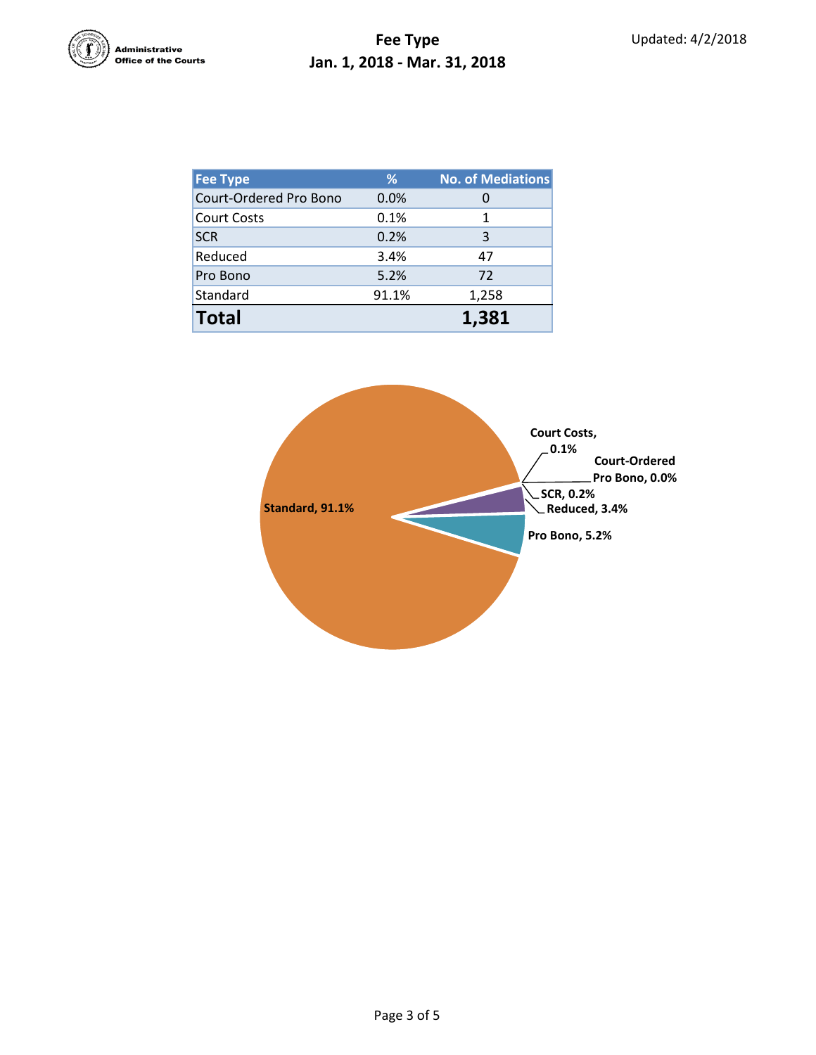Administrative Office of the Courts

# Fee Type
## Jan. 1, 2018 - Mar. 31, 2018

Updated: 4/2/2018

| Fee Type | % | No. of Mediations |
|---|---|---|
| Court-Ordered Pro Bono | 0.0% | 0 |
| Court Costs | 0.1% | 1 |
| SCR | 0.2% | 3 |
| Reduced | 3.4% | 47 |
| Pro Bono | 5.2% | 72 |
| Standard | 91.1% | 1,258 |
| **Total** | | **1,381** |

Standard, 91.1%

Court Costs, 0.1%

Court-Ordered Pro Bono, 0.0%

SCR, 0.2%

Reduced, 3.4%

Pro Bono, 5.2%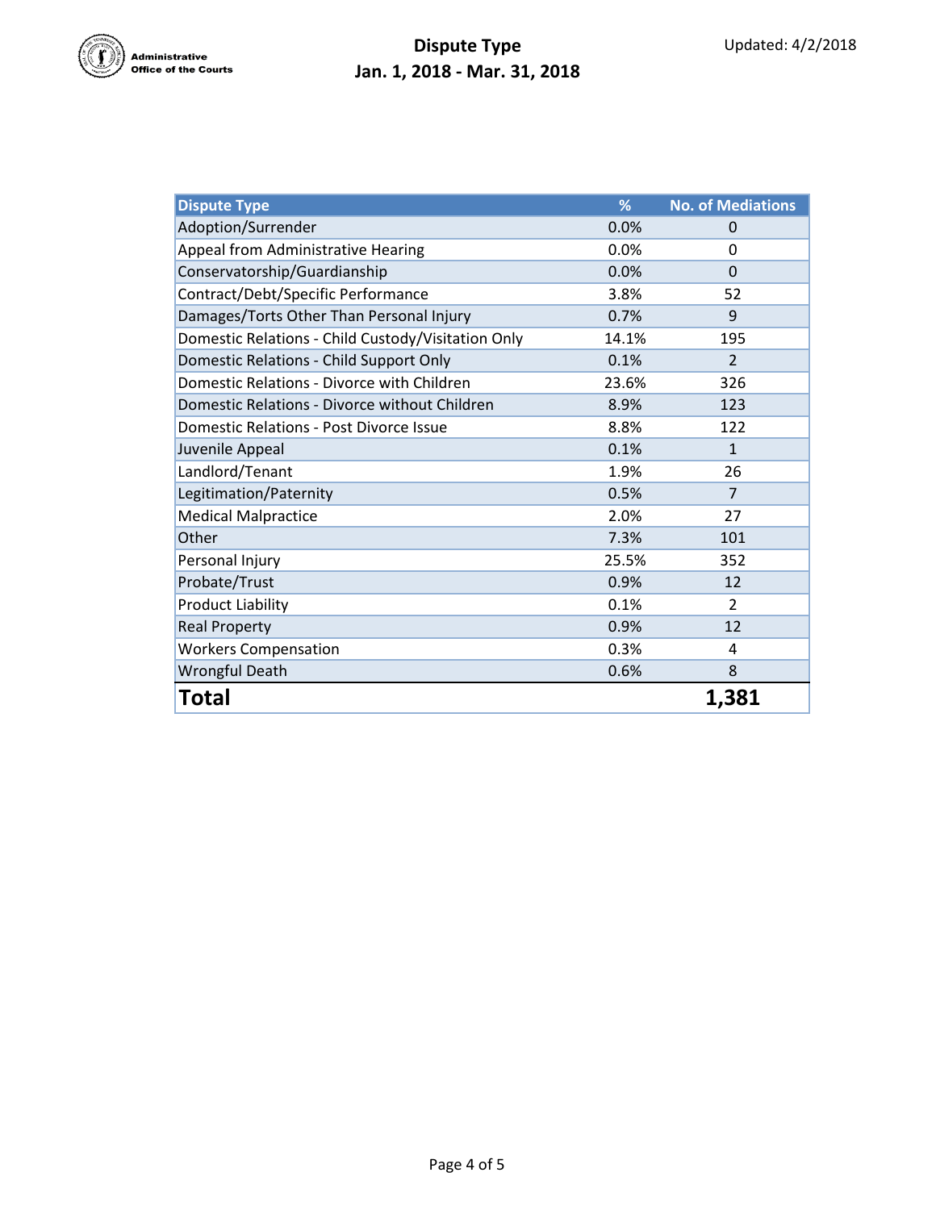Administrative Office of the Courts

# Dispute Type
## Jan. 1, 2018 - Mar. 31, 2018

Updated: 4/2/2018

| Dispute Type | % | No. of Mediations |
|---|---|---|
| Adoption/Surrender | 0.0% | 0 |
| Appeal from Administrative Hearing | 0.0% | 0 |
| Conservatorship/Guardianship | 0.0% | 0 |
| Contract/Debt/Specific Performance | 3.8% | 52 |
| Damages/Torts Other Than Personal Injury | 0.7% | 9 |
| Domestic Relations - Child Custody/Visitation Only | 14.1% | 195 |
| Domestic Relations - Child Support Only | 0.1% | 2 |
| Domestic Relations - Divorce with Children | 23.6% | 326 |
| Domestic Relations - Divorce without Children | 8.9% | 123 |
| Domestic Relations - Post Divorce Issue | 8.8% | 122 |
| Juvenile Appeal | 0.1% | 1 |
| Landlord/Tenant | 1.9% | 26 |
| Legitimation/Paternity | 0.5% | 7 |
| Medical Malpractice | 2.0% | 27 |
| Other | 7.3% | 101 |
| Personal Injury | 25.5% | 352 |
| Probate/Trust | 0.9% | 12 |
| Product Liability | 0.1% | 2 |
| Real Property | 0.9% | 12 |
| Workers Compensation | 0.3% | 4 |
| Wrongful Death | 0.6% | 8 |
| **Total** | | **1,381** |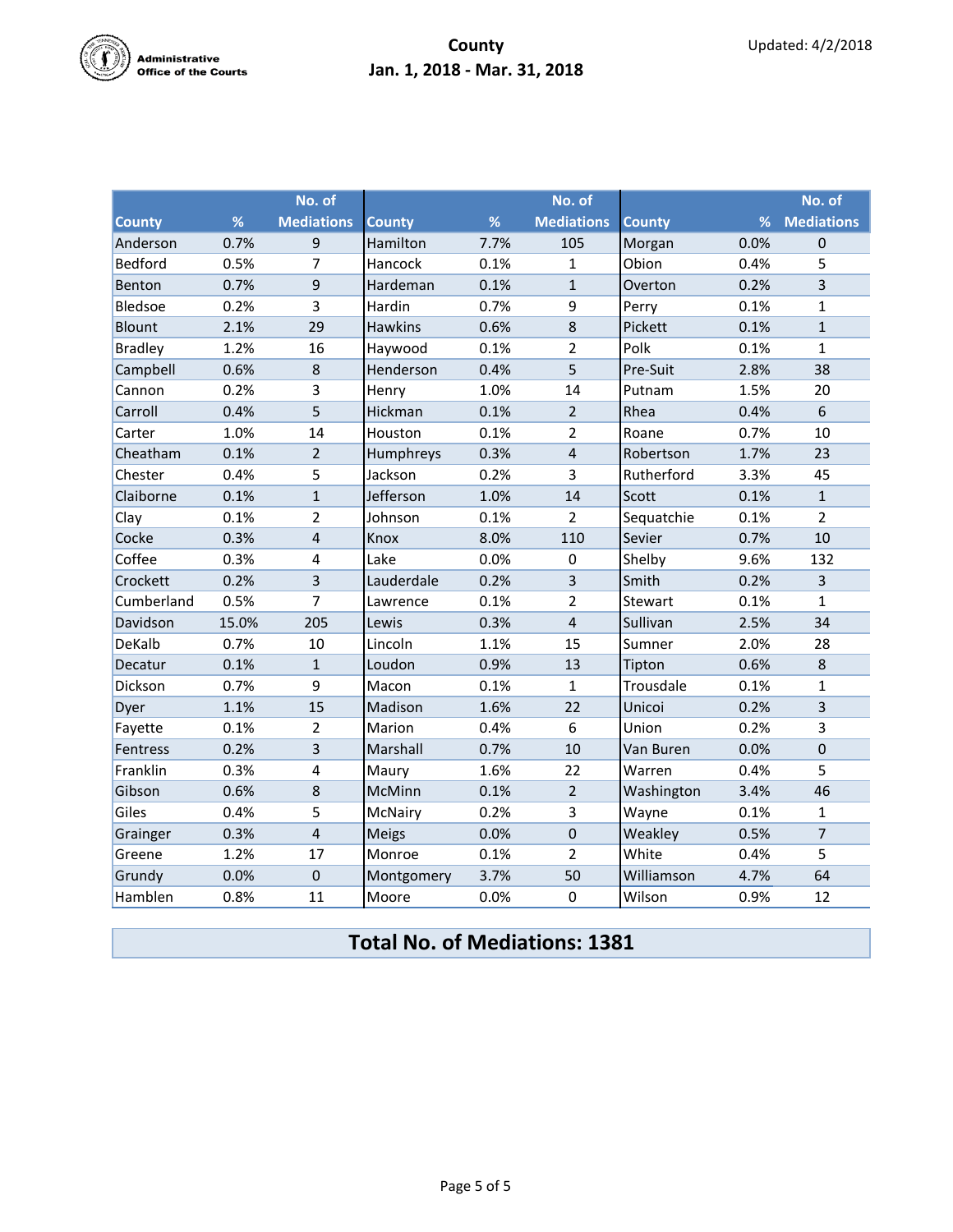# County

## Jan. 1, 2018 - Mar. 31, 2018

Updated: 4/2/2018

| County | % | No. of Mediations | County | % | No. of Mediations | County | % | No. of Mediations |
|---|---|---|---|---|---|---|---|---|
| Anderson | 0.7% | 9 | Hamilton | 7.7% | 105 | Morgan | 0.0% | 0 |
| Bedford | 0.5% | 7 | Hancock | 0.1% | 1 | Obion | 0.4% | 5 |
| Benton | 0.7% | 9 | Hardeman | 0.1% | 1 | Overton | 0.2% | 3 |
| Bledsoe | 0.2% | 3 | Hardin | 0.7% | 9 | Perry | 0.1% | 1 |
| Blount | 2.1% | 29 | Hawkins | 0.6% | 8 | Pickett | 0.1% | 1 |
| Bradley | 1.2% | 16 | Haywood | 0.1% | 2 | Polk | 0.1% | 1 |
| Campbell | 0.6% | 8 | Henderson | 0.4% | 5 | Pre-Suit | 2.8% | 38 |
| Cannon | 0.2% | 3 | Henry | 1.0% | 14 | Putnam | 1.5% | 20 |
| Carroll | 0.4% | 5 | Hickman | 0.1% | 2 | Rhea | 0.4% | 6 |
| Carter | 1.0% | 14 | Houston | 0.1% | 2 | Roane | 0.7% | 10 |
| Cheatham | 0.1% | 2 | Humphreys | 0.3% | 4 | Robertson | 1.7% | 23 |
| Chester | 0.4% | 5 | Jackson | 0.2% | 3 | Rutherford | 3.3% | 45 |
| Claiborne | 0.1% | 1 | Jefferson | 1.0% | 14 | Scott | 0.1% | 1 |
| Clay | 0.1% | 2 | Johnson | 0.1% | 2 | Sequatchie | 0.1% | 2 |
| Cocke | 0.3% | 4 | Knox | 8.0% | 110 | Sevier | 0.7% | 10 |
| Coffee | 0.3% | 4 | Lake | 0.0% | 0 | Shelby | 9.6% | 132 |
| Crockett | 0.2% | 3 | Lauderdale | 0.2% | 3 | Smith | 0.2% | 3 |
| Cumberland | 0.5% | 7 | Lawrence | 0.1% | 2 | Stewart | 0.1% | 1 |
| Davidson | 15.0% | 205 | Lewis | 0.3% | 4 | Sullivan | 2.5% | 34 |
| DeKalb | 0.7% | 10 | Lincoln | 1.1% | 15 | Sumner | 2.0% | 28 |
| Decatur | 0.1% | 1 | Loudon | 0.9% | 13 | Tipton | 0.6% | 8 |
| Dickson | 0.7% | 9 | Macon | 0.1% | 1 | Trousdale | 0.1% | 1 |
| Dyer | 1.1% | 15 | Madison | 1.6% | 22 | Unicoi | 0.2% | 3 |
| Fayette | 0.1% | 2 | Marion | 0.4% | 6 | Union | 0.2% | 3 |
| Fentress | 0.2% | 3 | Marshall | 0.7% | 10 | Van Buren | 0.0% | 0 |
| Franklin | 0.3% | 4 | Maury | 1.6% | 22 | Warren | 0.4% | 5 |
| Gibson | 0.6% | 8 | McMinn | 0.1% | 2 | Washington | 3.4% | 46 |
| Giles | 0.4% | 5 | McNairy | 0.2% | 3 | Wayne | 0.1% | 1 |
| Grainger | 0.3% | 4 | Meigs | 0.0% | 0 | Weakley | 0.5% | 7 |
| Greene | 1.2% | 17 | Monroe | 0.1% | 2 | White | 0.4% | 5 |
| Grundy | 0.0% | 0 | Montgomery | 3.7% | 50 | Williamson | 4.7% | 64 |
| Hamblen | 0.8% | 11 | Moore | 0.0% | 0 | Wilson | 0.9% | 12 |

**Total No. of Mediations: 1381**